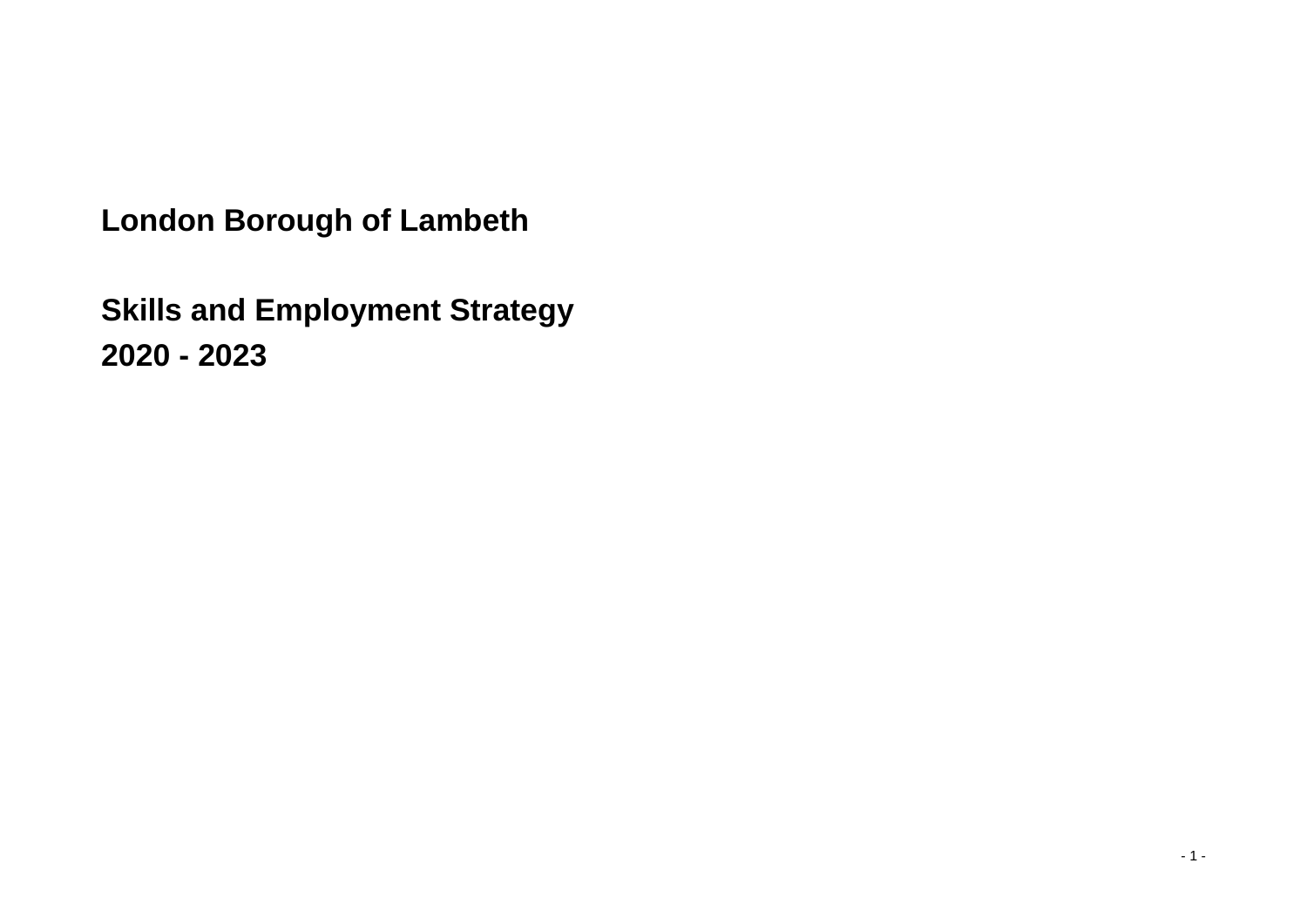# London Borough of Lambeth

# Skills and Employment Strategy 2020 - 2023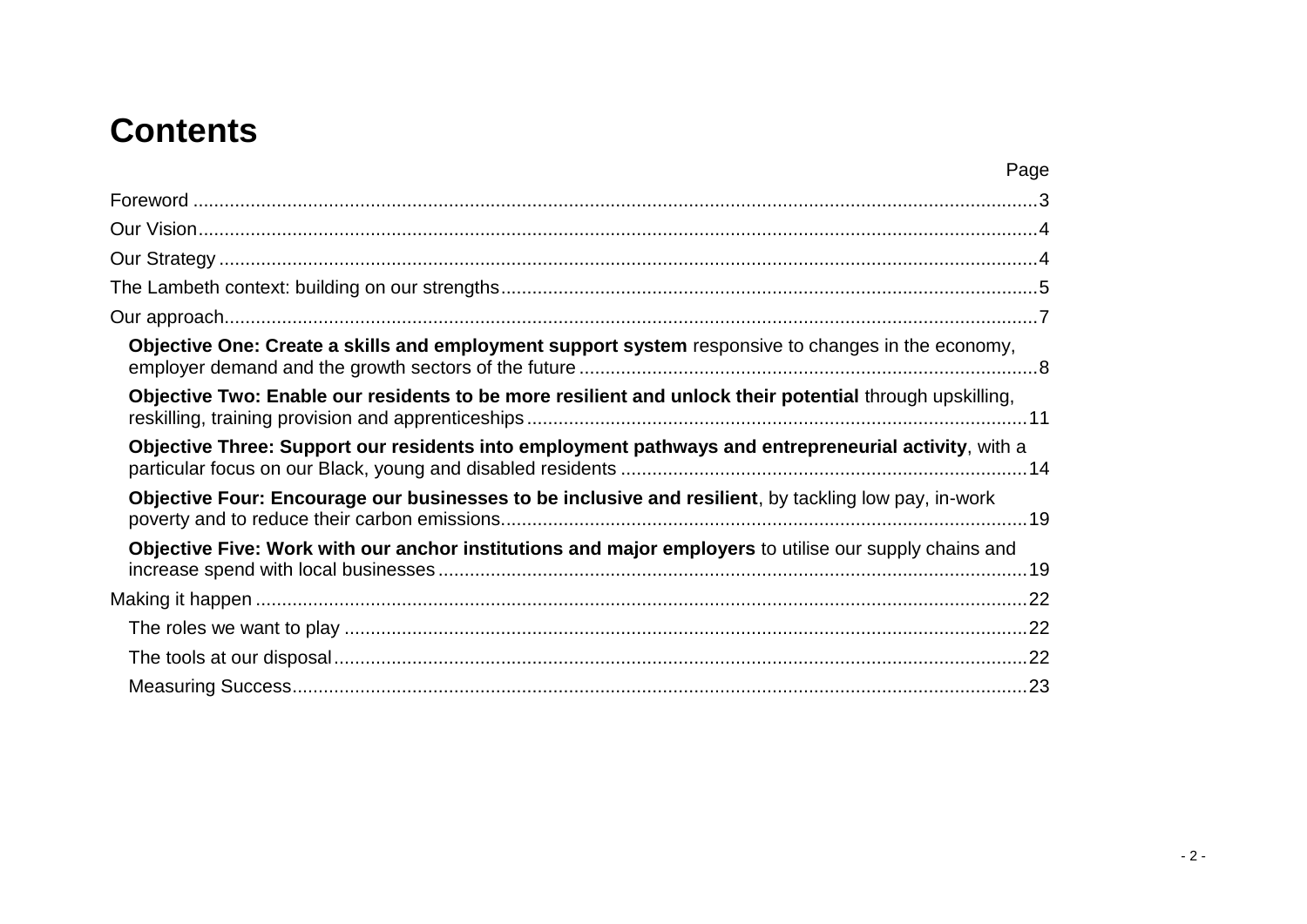# Contents

| | Page |
|---|---|
| Foreword | 3 |
| Our Vision | 4 |
| Our Strategy | 4 |
| The Lambeth context: building on our strengths | 5 |
| Our approach | 7 |
| **Objective One: Create a skills and employment support system** responsive to changes in the economy, employer demand and the growth sectors of the future | 8 |
| **Objective Two: Enable our residents to be more resilient and unlock their potential** through upskilling, reskilling, training provision and apprenticeships | 11 |
| **Objective Three: Support our residents into employment pathways and entrepreneurial activity**, with a particular focus on our Black, young and disabled residents | 14 |
| **Objective Four: Encourage our businesses to be inclusive and resilient**, by tackling low pay, in-work poverty and to reduce their carbon emissions | 19 |
| **Objective Five: Work with our anchor institutions and major employers** to utilise our supply chains and increase spend with local businesses | 19 |
| Making it happen | 22 |
| The roles we want to play | 22 |
| The tools at our disposal | 22 |
| Measuring Success | 23 |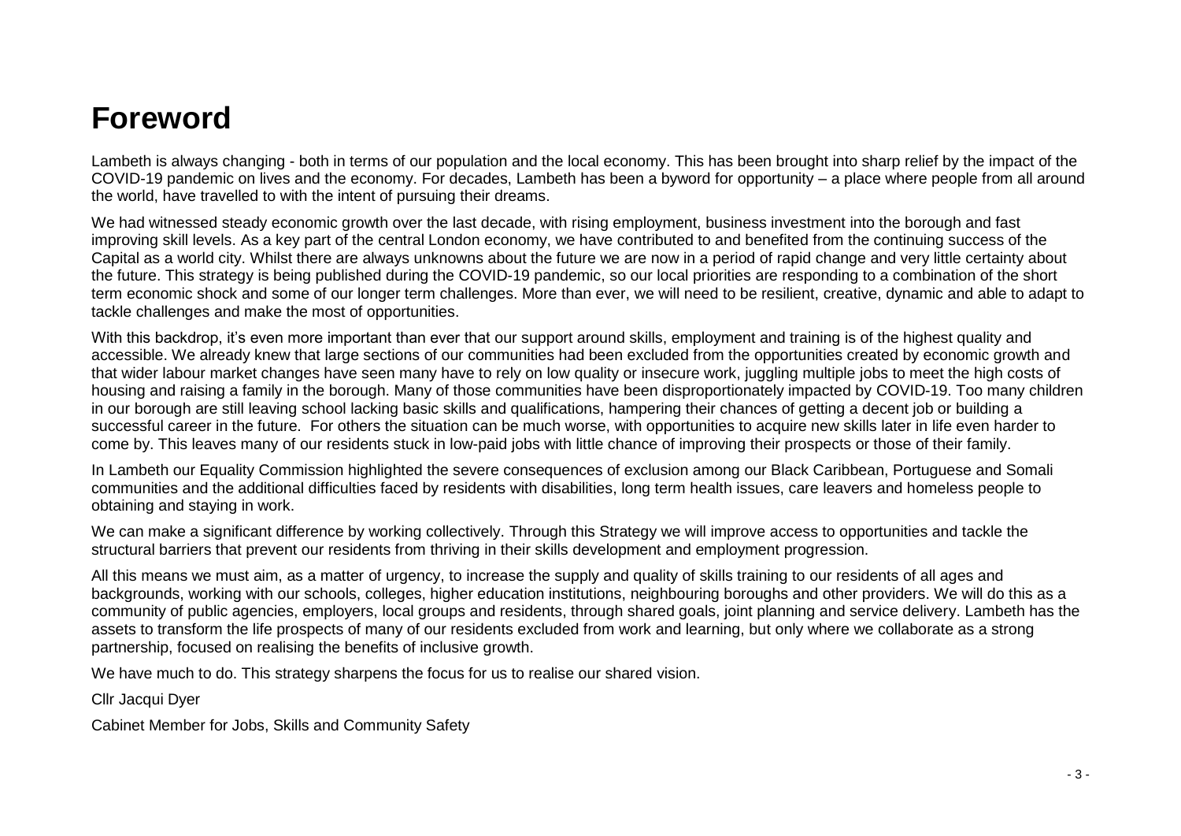# Foreword

Lambeth is always changing - both in terms of our population and the local economy. This has been brought into sharp relief by the impact of the COVID-19 pandemic on lives and the economy. For decades, Lambeth has been a byword for opportunity – a place where people from all around the world, have travelled to with the intent of pursuing their dreams.

We had witnessed steady economic growth over the last decade, with rising employment, business investment into the borough and fast improving skill levels. As a key part of the central London economy, we have contributed to and benefited from the continuing success of the Capital as a world city. Whilst there are always unknowns about the future we are now in a period of rapid change and very little certainty about the future. This strategy is being published during the COVID-19 pandemic, so our local priorities are responding to a combination of the short term economic shock and some of our longer term challenges. More than ever, we will need to be resilient, creative, dynamic and able to adapt to tackle challenges and make the most of opportunities.

With this backdrop, it's even more important than ever that our support around skills, employment and training is of the highest quality and accessible. We already knew that large sections of our communities had been excluded from the opportunities created by economic growth and that wider labour market changes have seen many have to rely on low quality or insecure work, juggling multiple jobs to meet the high costs of housing and raising a family in the borough. Many of those communities have been disproportionately impacted by COVID-19. Too many children in our borough are still leaving school lacking basic skills and qualifications, hampering their chances of getting a decent job or building a successful career in the future. For others the situation can be much worse, with opportunities to acquire new skills later in life even harder to come by. This leaves many of our residents stuck in low-paid jobs with little chance of improving their prospects or those of their family.

In Lambeth our Equality Commission highlighted the severe consequences of exclusion among our Black Caribbean, Portuguese and Somali communities and the additional difficulties faced by residents with disabilities, long term health issues, care leavers and homeless people to obtaining and staying in work.

We can make a significant difference by working collectively. Through this Strategy we will improve access to opportunities and tackle the structural barriers that prevent our residents from thriving in their skills development and employment progression.

All this means we must aim, as a matter of urgency, to increase the supply and quality of skills training to our residents of all ages and backgrounds, working with our schools, colleges, higher education institutions, neighbouring boroughs and other providers. We will do this as a community of public agencies, employers, local groups and residents, through shared goals, joint planning and service delivery. Lambeth has the assets to transform the life prospects of many of our residents excluded from work and learning, but only where we collaborate as a strong partnership, focused on realising the benefits of inclusive growth.

We have much to do. This strategy sharpens the focus for us to realise our shared vision.

Cllr Jacqui Dyer

Cabinet Member for Jobs, Skills and Community Safety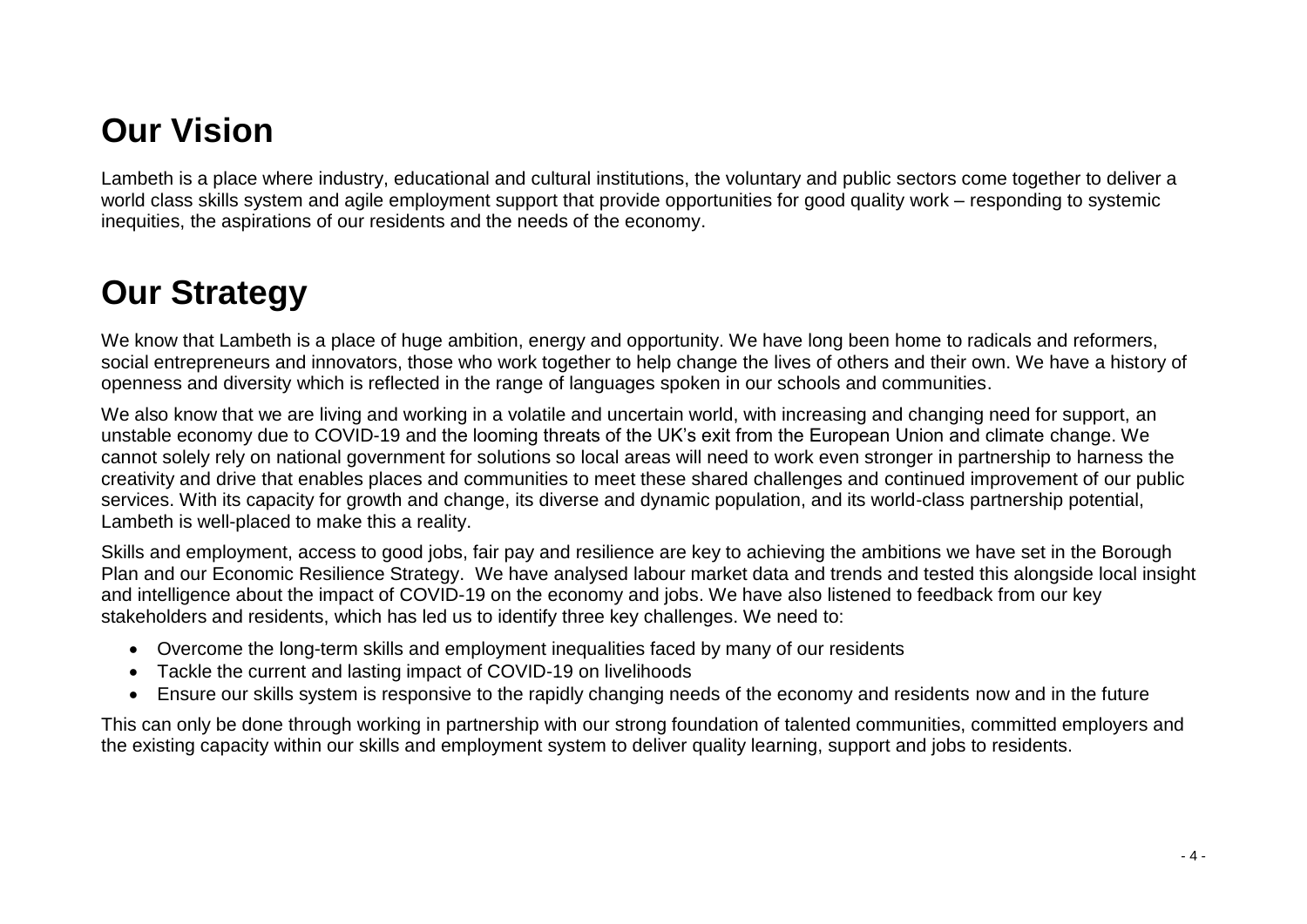# Our Vision

Lambeth is a place where industry, educational and cultural institutions, the voluntary and public sectors come together to deliver a world class skills system and agile employment support that provide opportunities for good quality work – responding to systemic inequities, the aspirations of our residents and the needs of the economy.

# Our Strategy

We know that Lambeth is a place of huge ambition, energy and opportunity. We have long been home to radicals and reformers, social entrepreneurs and innovators, those who work together to help change the lives of others and their own. We have a history of openness and diversity which is reflected in the range of languages spoken in our schools and communities.

We also know that we are living and working in a volatile and uncertain world, with increasing and changing need for support, an unstable economy due to COVID-19 and the looming threats of the UK's exit from the European Union and climate change. We cannot solely rely on national government for solutions so local areas will need to work even stronger in partnership to harness the creativity and drive that enables places and communities to meet these shared challenges and continued improvement of our public services. With its capacity for growth and change, its diverse and dynamic population, and its world-class partnership potential, Lambeth is well-placed to make this a reality.

Skills and employment, access to good jobs, fair pay and resilience are key to achieving the ambitions we have set in the Borough Plan and our Economic Resilience Strategy. We have analysed labour market data and trends and tested this alongside local insight and intelligence about the impact of COVID-19 on the economy and jobs. We have also listened to feedback from our key stakeholders and residents, which has led us to identify three key challenges. We need to:

- Overcome the long-term skills and employment inequalities faced by many of our residents
- Tackle the current and lasting impact of COVID-19 on livelihoods
- Ensure our skills system is responsive to the rapidly changing needs of the economy and residents now and in the future

This can only be done through working in partnership with our strong foundation of talented communities, committed employers and the existing capacity within our skills and employment system to deliver quality learning, support and jobs to residents.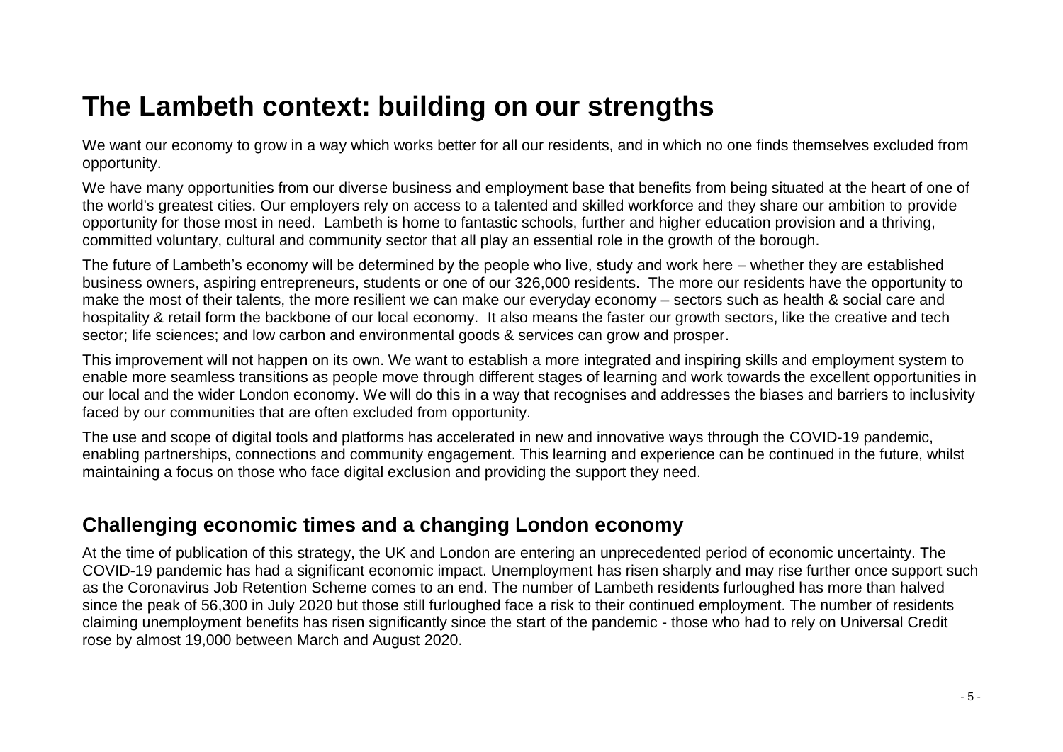# The Lambeth context: building on our strengths

We want our economy to grow in a way which works better for all our residents, and in which no one finds themselves excluded from opportunity.

We have many opportunities from our diverse business and employment base that benefits from being situated at the heart of one of the world's greatest cities. Our employers rely on access to a talented and skilled workforce and they share our ambition to provide opportunity for those most in need. Lambeth is home to fantastic schools, further and higher education provision and a thriving, committed voluntary, cultural and community sector that all play an essential role in the growth of the borough.

The future of Lambeth's economy will be determined by the people who live, study and work here – whether they are established business owners, aspiring entrepreneurs, students or one of our 326,000 residents. The more our residents have the opportunity to make the most of their talents, the more resilient we can make our everyday economy – sectors such as health & social care and hospitality & retail form the backbone of our local economy. It also means the faster our growth sectors, like the creative and tech sector; life sciences; and low carbon and environmental goods & services can grow and prosper.

This improvement will not happen on its own. We want to establish a more integrated and inspiring skills and employment system to enable more seamless transitions as people move through different stages of learning and work towards the excellent opportunities in our local and the wider London economy. We will do this in a way that recognises and addresses the biases and barriers to inclusivity faced by our communities that are often excluded from opportunity.

The use and scope of digital tools and platforms has accelerated in new and innovative ways through the COVID-19 pandemic, enabling partnerships, connections and community engagement. This learning and experience can be continued in the future, whilst maintaining a focus on those who face digital exclusion and providing the support they need.

## Challenging economic times and a changing London economy

At the time of publication of this strategy, the UK and London are entering an unprecedented period of economic uncertainty. The COVID-19 pandemic has had a significant economic impact. Unemployment has risen sharply and may rise further once support such as the Coronavirus Job Retention Scheme comes to an end. The number of Lambeth residents furloughed has more than halved since the peak of 56,300 in July 2020 but those still furloughed face a risk to their continued employment. The number of residents claiming unemployment benefits has risen significantly since the start of the pandemic - those who had to rely on Universal Credit rose by almost 19,000 between March and August 2020.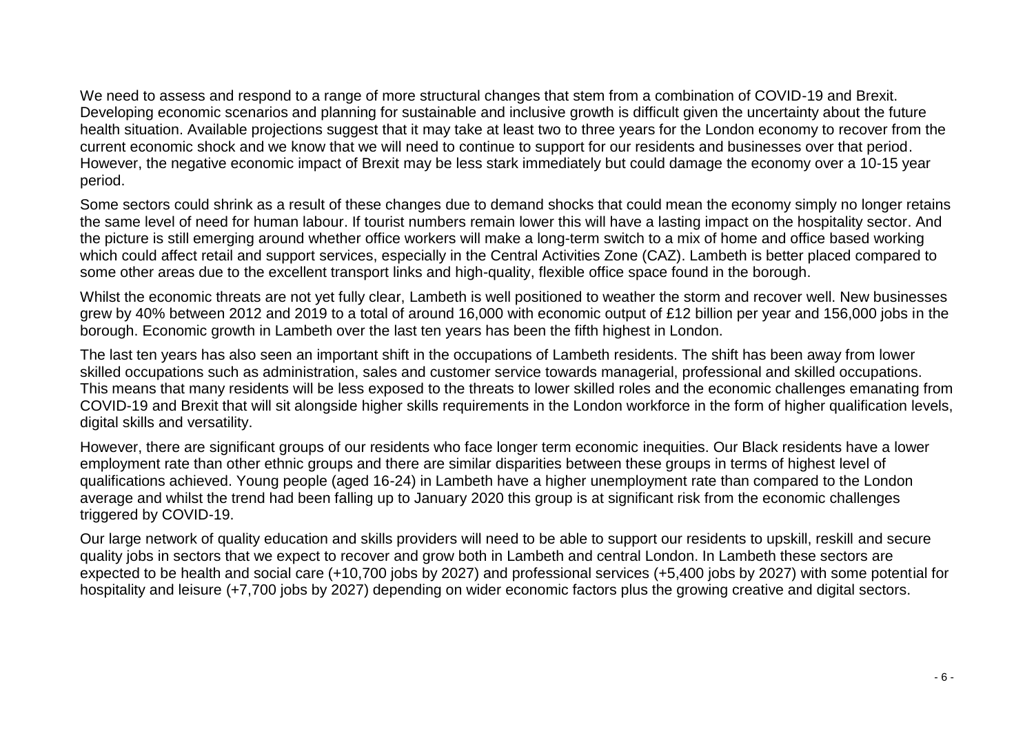We need to assess and respond to a range of more structural changes that stem from a combination of COVID-19 and Brexit. Developing economic scenarios and planning for sustainable and inclusive growth is difficult given the uncertainty about the future health situation. Available projections suggest that it may take at least two to three years for the London economy to recover from the current economic shock and we know that we will need to continue to support for our residents and businesses over that period. However, the negative economic impact of Brexit may be less stark immediately but could damage the economy over a 10-15 year period.

Some sectors could shrink as a result of these changes due to demand shocks that could mean the economy simply no longer retains the same level of need for human labour. If tourist numbers remain lower this will have a lasting impact on the hospitality sector. And the picture is still emerging around whether office workers will make a long-term switch to a mix of home and office based working which could affect retail and support services, especially in the Central Activities Zone (CAZ). Lambeth is better placed compared to some other areas due to the excellent transport links and high-quality, flexible office space found in the borough.

Whilst the economic threats are not yet fully clear, Lambeth is well positioned to weather the storm and recover well. New businesses grew by 40% between 2012 and 2019 to a total of around 16,000 with economic output of £12 billion per year and 156,000 jobs in the borough. Economic growth in Lambeth over the last ten years has been the fifth highest in London.

The last ten years has also seen an important shift in the occupations of Lambeth residents. The shift has been away from lower skilled occupations such as administration, sales and customer service towards managerial, professional and skilled occupations. This means that many residents will be less exposed to the threats to lower skilled roles and the economic challenges emanating from COVID-19 and Brexit that will sit alongside higher skills requirements in the London workforce in the form of higher qualification levels, digital skills and versatility.

However, there are significant groups of our residents who face longer term economic inequities. Our Black residents have a lower employment rate than other ethnic groups and there are similar disparities between these groups in terms of highest level of qualifications achieved. Young people (aged 16-24) in Lambeth have a higher unemployment rate than compared to the London average and whilst the trend had been falling up to January 2020 this group is at significant risk from the economic challenges triggered by COVID-19.

Our large network of quality education and skills providers will need to be able to support our residents to upskill, reskill and secure quality jobs in sectors that we expect to recover and grow both in Lambeth and central London. In Lambeth these sectors are expected to be health and social care (+10,700 jobs by 2027) and professional services (+5,400 jobs by 2027) with some potential for hospitality and leisure (+7,700 jobs by 2027) depending on wider economic factors plus the growing creative and digital sectors.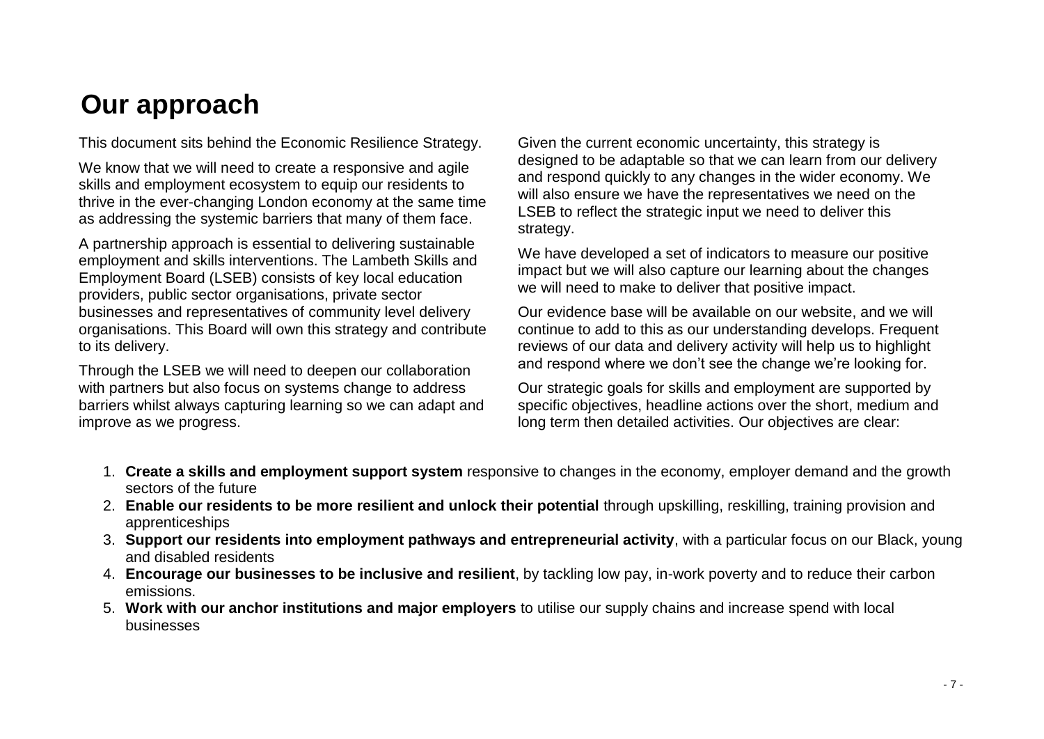# Our approach

This document sits behind the Economic Resilience Strategy.

We know that we will need to create a responsive and agile skills and employment ecosystem to equip our residents to thrive in the ever-changing London economy at the same time as addressing the systemic barriers that many of them face.

A partnership approach is essential to delivering sustainable employment and skills interventions. The Lambeth Skills and Employment Board (LSEB) consists of key local education providers, public sector organisations, private sector businesses and representatives of community level delivery organisations. This Board will own this strategy and contribute to its delivery.

Through the LSEB we will need to deepen our collaboration with partners but also focus on systems change to address barriers whilst always capturing learning so we can adapt and improve as we progress.

Given the current economic uncertainty, this strategy is designed to be adaptable so that we can learn from our delivery and respond quickly to any changes in the wider economy. We will also ensure we have the representatives we need on the LSEB to reflect the strategic input we need to deliver this strategy.

We have developed a set of indicators to measure our positive impact but we will also capture our learning about the changes we will need to make to deliver that positive impact.

Our evidence base will be available on our website, and we will continue to add to this as our understanding develops. Frequent reviews of our data and delivery activity will help us to highlight and respond where we don't see the change we're looking for.

Our strategic goals for skills and employment are supported by specific objectives, headline actions over the short, medium and long term then detailed activities. Our objectives are clear:

1. **Create a skills and employment support system** responsive to changes in the economy, employer demand and the growth sectors of the future
2. **Enable our residents to be more resilient and unlock their potential** through upskilling, reskilling, training provision and apprenticeships
3. **Support our residents into employment pathways and entrepreneurial activity**, with a particular focus on our Black, young and disabled residents
4. **Encourage our businesses to be inclusive and resilient**, by tackling low pay, in-work poverty and to reduce their carbon emissions.
5. **Work with our anchor institutions and major employers** to utilise our supply chains and increase spend with local businesses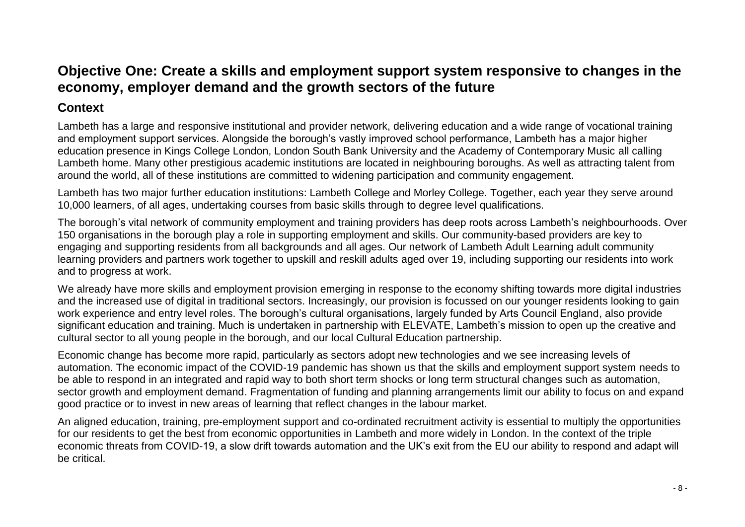## Objective One: Create a skills and employment support system responsive to changes in the economy, employer demand and the growth sectors of the future

### Context

Lambeth has a large and responsive institutional and provider network, delivering education and a wide range of vocational training and employment support services. Alongside the borough's vastly improved school performance, Lambeth has a major higher education presence in Kings College London, London South Bank University and the Academy of Contemporary Music all calling Lambeth home. Many other prestigious academic institutions are located in neighbouring boroughs. As well as attracting talent from around the world, all of these institutions are committed to widening participation and community engagement.

Lambeth has two major further education institutions: Lambeth College and Morley College. Together, each year they serve around 10,000 learners, of all ages, undertaking courses from basic skills through to degree level qualifications.

The borough's vital network of community employment and training providers has deep roots across Lambeth's neighbourhoods. Over 150 organisations in the borough play a role in supporting employment and skills. Our community-based providers are key to engaging and supporting residents from all backgrounds and all ages. Our network of Lambeth Adult Learning adult community learning providers and partners work together to upskill and reskill adults aged over 19, including supporting our residents into work and to progress at work.

We already have more skills and employment provision emerging in response to the economy shifting towards more digital industries and the increased use of digital in traditional sectors. Increasingly, our provision is focussed on our younger residents looking to gain work experience and entry level roles. The borough's cultural organisations, largely funded by Arts Council England, also provide significant education and training. Much is undertaken in partnership with ELEVATE, Lambeth's mission to open up the creative and cultural sector to all young people in the borough, and our local Cultural Education partnership.

Economic change has become more rapid, particularly as sectors adopt new technologies and we see increasing levels of automation. The economic impact of the COVID-19 pandemic has shown us that the skills and employment support system needs to be able to respond in an integrated and rapid way to both short term shocks or long term structural changes such as automation, sector growth and employment demand. Fragmentation of funding and planning arrangements limit our ability to focus on and expand good practice or to invest in new areas of learning that reflect changes in the labour market.

An aligned education, training, pre-employment support and co-ordinated recruitment activity is essential to multiply the opportunities for our residents to get the best from economic opportunities in Lambeth and more widely in London. In the context of the triple economic threats from COVID-19, a slow drift towards automation and the UK's exit from the EU our ability to respond and adapt will be critical.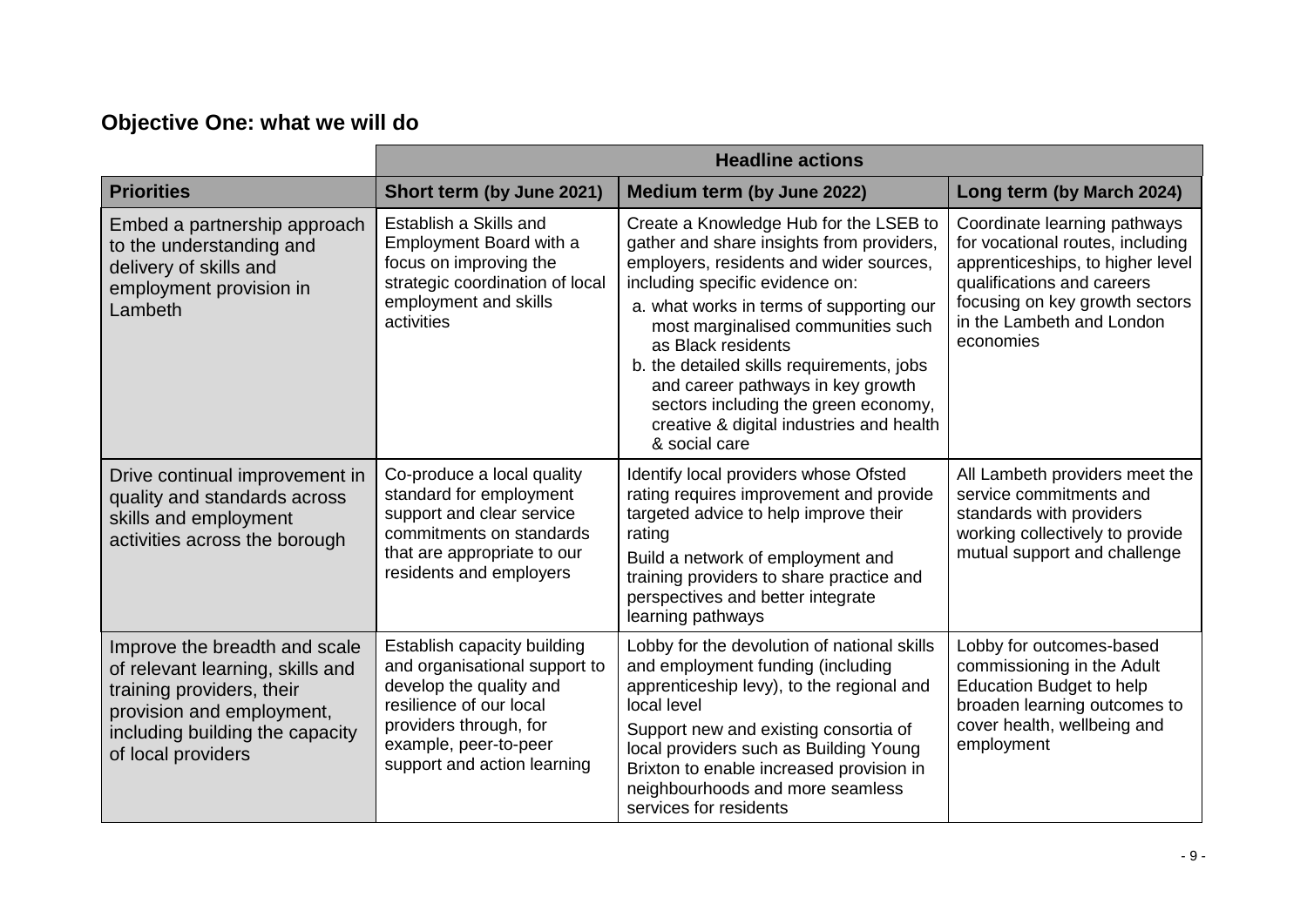## Objective One: what we will do

| | Headline actions | | |
|---|---|---|---|
| **Priorities** | **Short term (by June 2021)** | **Medium term (by June 2022)** | **Long term (by March 2024)** |
| Embed a partnership approach to the understanding and delivery of skills and employment provision in Lambeth | Establish a Skills and Employment Board with a focus on improving the strategic coordination of local employment and skills activities | Create a Knowledge Hub for the LSEB to gather and share insights from providers, employers, residents and wider sources, including specific evidence on:<br>a. what works in terms of supporting our most marginalised communities such as Black residents<br>b. the detailed skills requirements, jobs and career pathways in key growth sectors including the green economy, creative & digital industries and health & social care | Coordinate learning pathways for vocational routes, including apprenticeships, to higher level qualifications and careers focusing on key growth sectors in the Lambeth and London economies |
| Drive continual improvement in quality and standards across skills and employment activities across the borough | Co-produce a local quality standard for employment support and clear service commitments on standards that are appropriate to our residents and employers | Identify local providers whose Ofsted rating requires improvement and provide targeted advice to help improve their rating<br>Build a network of employment and training providers to share practice and perspectives and better integrate learning pathways | All Lambeth providers meet the service commitments and standards with providers working collectively to provide mutual support and challenge |
| Improve the breadth and scale of relevant learning, skills and training providers, their provision and employment, including building the capacity of local providers | Establish capacity building and organisational support to develop the quality and resilience of our local providers through, for example, peer-to-peer support and action learning | Lobby for the devolution of national skills and employment funding (including apprenticeship levy), to the regional and local level<br>Support new and existing consortia of local providers such as Building Young Brixton to enable increased provision in neighbourhoods and more seamless services for residents | Lobby for outcomes-based commissioning in the Adult Education Budget to help broaden learning outcomes to cover health, wellbeing and employment |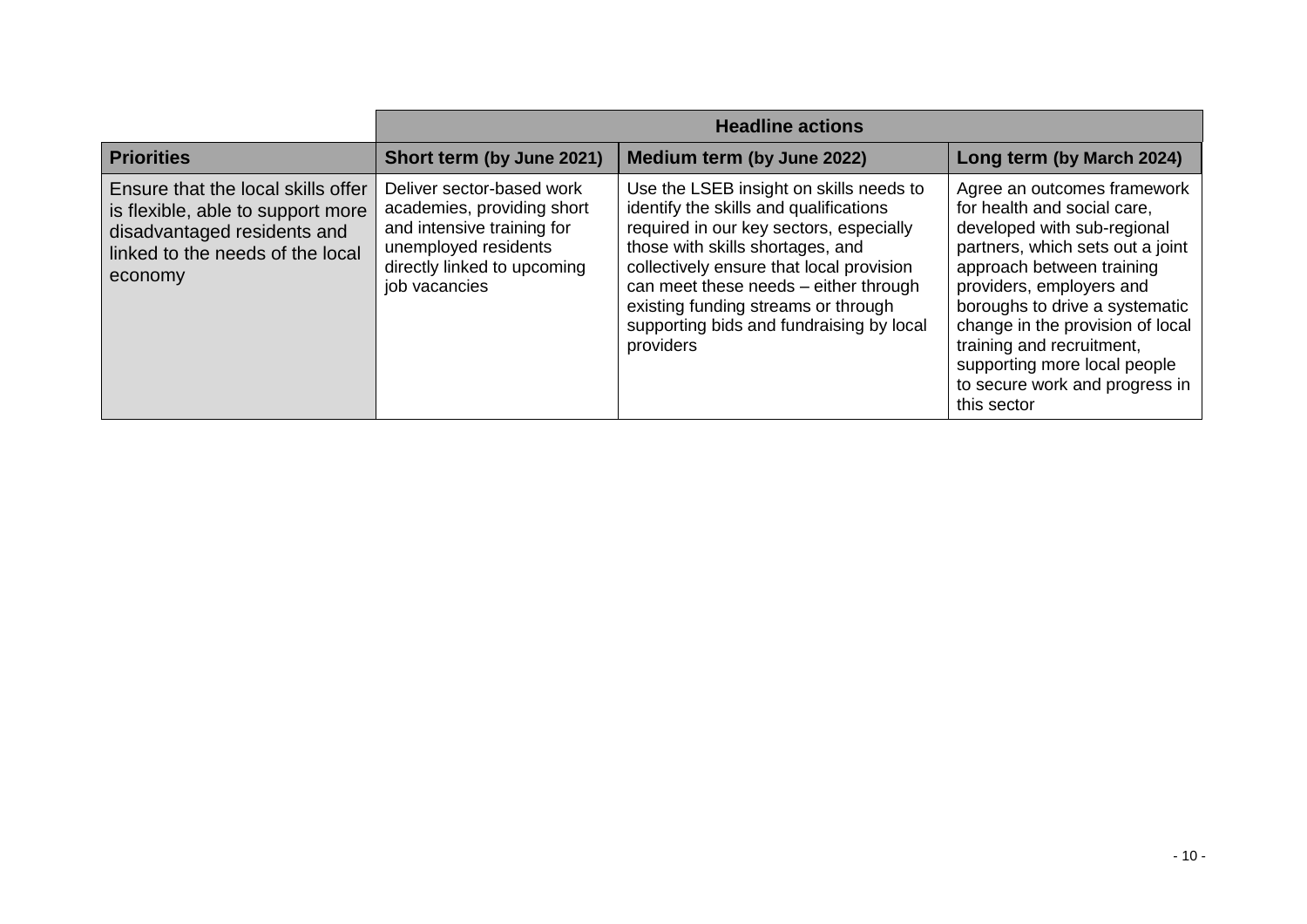| | Headline actions | | |
|---|---|---|---|
| **Priorities** | **Short term (by June 2021)** | **Medium term (by June 2022)** | **Long term (by March 2024)** |
| Ensure that the local skills offer is flexible, able to support more disadvantaged residents and linked to the needs of the local economy | Deliver sector-based work academies, providing short and intensive training for unemployed residents directly linked to upcoming job vacancies | Use the LSEB insight on skills needs to identify the skills and qualifications required in our key sectors, especially those with skills shortages, and collectively ensure that local provision can meet these needs – either through existing funding streams or through supporting bids and fundraising by local providers | Agree an outcomes framework for health and social care, developed with sub-regional partners, which sets out a joint approach between training providers, employers and boroughs to drive a systematic change in the provision of local training and recruitment, supporting more local people to secure work and progress in this sector |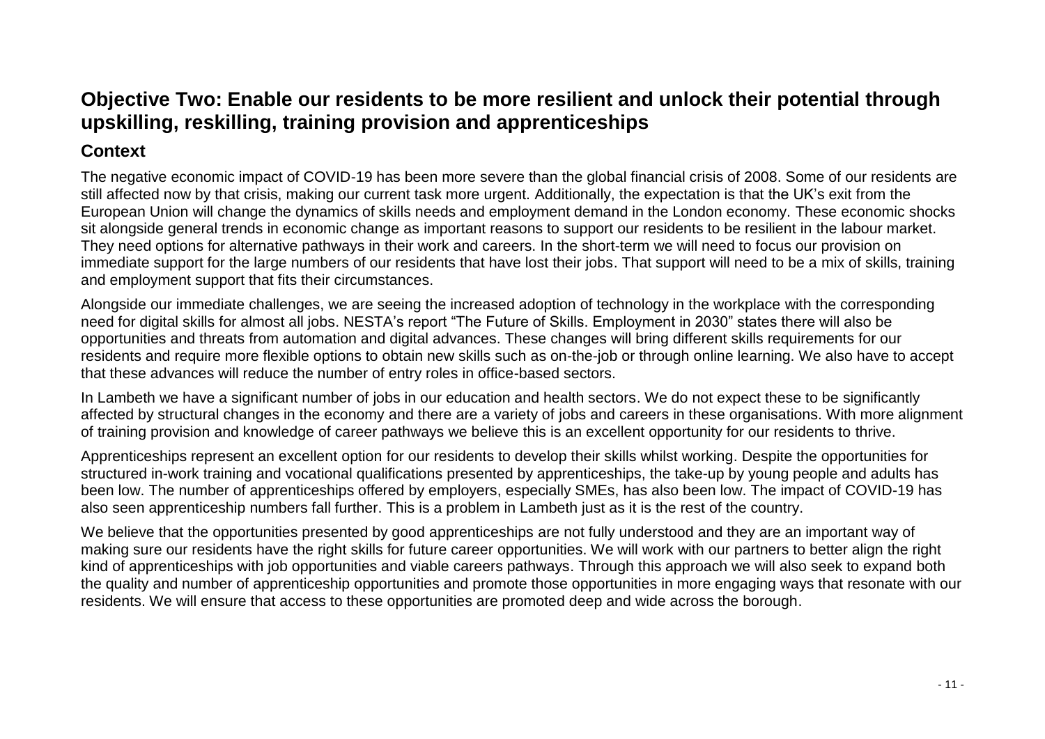## Objective Two: Enable our residents to be more resilient and unlock their potential through upskilling, reskilling, training provision and apprenticeships

### Context

The negative economic impact of COVID-19 has been more severe than the global financial crisis of 2008. Some of our residents are still affected now by that crisis, making our current task more urgent. Additionally, the expectation is that the UK's exit from the European Union will change the dynamics of skills needs and employment demand in the London economy. These economic shocks sit alongside general trends in economic change as important reasons to support our residents to be resilient in the labour market. They need options for alternative pathways in their work and careers. In the short-term we will need to focus our provision on immediate support for the large numbers of our residents that have lost their jobs. That support will need to be a mix of skills, training and employment support that fits their circumstances.

Alongside our immediate challenges, we are seeing the increased adoption of technology in the workplace with the corresponding need for digital skills for almost all jobs. NESTA's report "The Future of Skills. Employment in 2030" states there will also be opportunities and threats from automation and digital advances. These changes will bring different skills requirements for our residents and require more flexible options to obtain new skills such as on-the-job or through online learning. We also have to accept that these advances will reduce the number of entry roles in office-based sectors.

In Lambeth we have a significant number of jobs in our education and health sectors. We do not expect these to be significantly affected by structural changes in the economy and there are a variety of jobs and careers in these organisations. With more alignment of training provision and knowledge of career pathways we believe this is an excellent opportunity for our residents to thrive.

Apprenticeships represent an excellent option for our residents to develop their skills whilst working. Despite the opportunities for structured in-work training and vocational qualifications presented by apprenticeships, the take-up by young people and adults has been low. The number of apprenticeships offered by employers, especially SMEs, has also been low. The impact of COVID-19 has also seen apprenticeship numbers fall further. This is a problem in Lambeth just as it is the rest of the country.

We believe that the opportunities presented by good apprenticeships are not fully understood and they are an important way of making sure our residents have the right skills for future career opportunities. We will work with our partners to better align the right kind of apprenticeships with job opportunities and viable careers pathways. Through this approach we will also seek to expand both the quality and number of apprenticeship opportunities and promote those opportunities in more engaging ways that resonate with our residents. We will ensure that access to these opportunities are promoted deep and wide across the borough.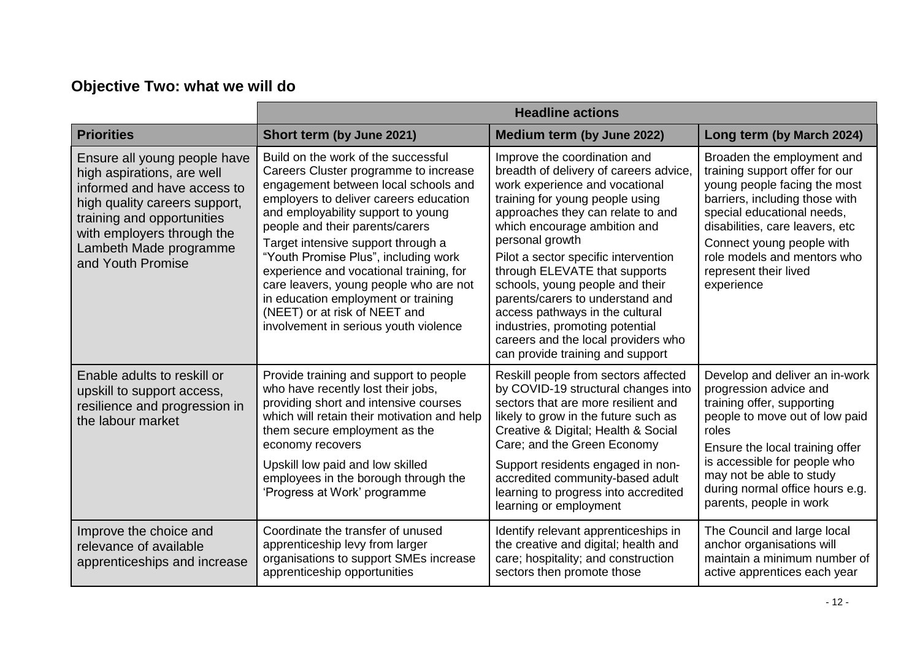## Objective Two: what we will do

| | Headline actions | | |
|---|---|---|---|
| **Priorities** | **Short term (by June 2021)** | **Medium term (by June 2022)** | **Long term (by March 2024)** |
| Ensure all young people have high aspirations, are well informed and have access to high quality careers support, training and opportunities with employers through the Lambeth Made programme and Youth Promise | Build on the work of the successful Careers Cluster programme to increase engagement between local schools and employers to deliver careers education and employability support to young people and their parents/carers<br><br>Target intensive support through a "Youth Promise Plus", including work experience and vocational training, for care leavers, young people who are not in education employment or training (NEET) or at risk of NEET and involvement in serious youth violence | Improve the coordination and breadth of delivery of careers advice, work experience and vocational training for young people using approaches they can relate to and which encourage ambition and personal growth<br><br>Pilot a sector specific intervention through ELEVATE that supports schools, young people and their parents/carers to understand and access pathways in the cultural industries, promoting potential careers and the local providers who can provide training and support | Broaden the employment and training support offer for our young people facing the most barriers, including those with special educational needs, disabilities, care leavers, etc<br><br>Connect young people with role models and mentors who represent their lived experience |
| Enable adults to reskill or upskill to support access, resilience and progression in the labour market | Provide training and support to people who have recently lost their jobs, providing short and intensive courses which will retain their motivation and help them secure employment as the economy recovers<br><br>Upskill low paid and low skilled employees in the borough through the 'Progress at Work' programme | Reskill people from sectors affected by COVID-19 structural changes into sectors that are more resilient and likely to grow in the future such as Creative & Digital; Health & Social Care; and the Green Economy<br><br>Support residents engaged in non-accredited community-based adult learning to progress into accredited learning or employment | Develop and deliver an in-work progression advice and training offer, supporting people to move out of low paid roles<br><br>Ensure the local training offer is accessible for people who may not be able to study during normal office hours e.g. parents, people in work |
| Improve the choice and relevance of available apprenticeships and increase | Coordinate the transfer of unused apprenticeship levy from larger organisations to support SMEs increase apprenticeship opportunities | Identify relevant apprenticeships in the creative and digital; health and care; hospitality; and construction sectors then promote those | The Council and large local anchor organisations will maintain a minimum number of active apprentices each year |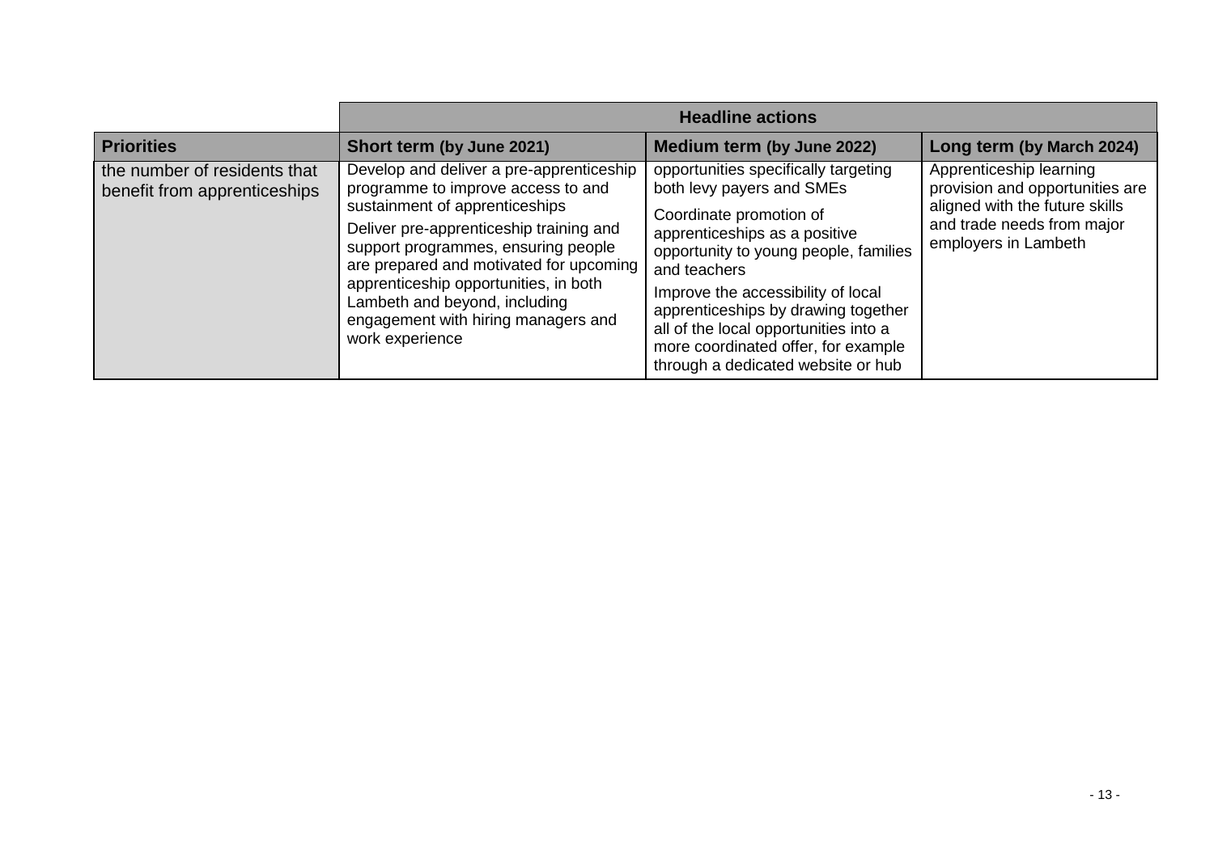| | Headline actions | | |
|---|---|---|---|
| **Priorities** | **Short term (by June 2021)** | **Medium term (by June 2022)** | **Long term (by March 2024)** |
| the number of residents that benefit from apprenticeships | Develop and deliver a pre-apprenticeship programme to improve access to and sustainment of apprenticeships<br><br>Deliver pre-apprenticeship training and support programmes, ensuring people are prepared and motivated for upcoming apprenticeship opportunities, in both Lambeth and beyond, including engagement with hiring managers and work experience | opportunities specifically targeting both levy payers and SMEs<br><br>Coordinate promotion of apprenticeships as a positive opportunity to young people, families and teachers<br><br>Improve the accessibility of local apprenticeships by drawing together all of the local opportunities into a more coordinated offer, for example through a dedicated website or hub | Apprenticeship learning provision and opportunities are aligned with the future skills and trade needs from major employers in Lambeth |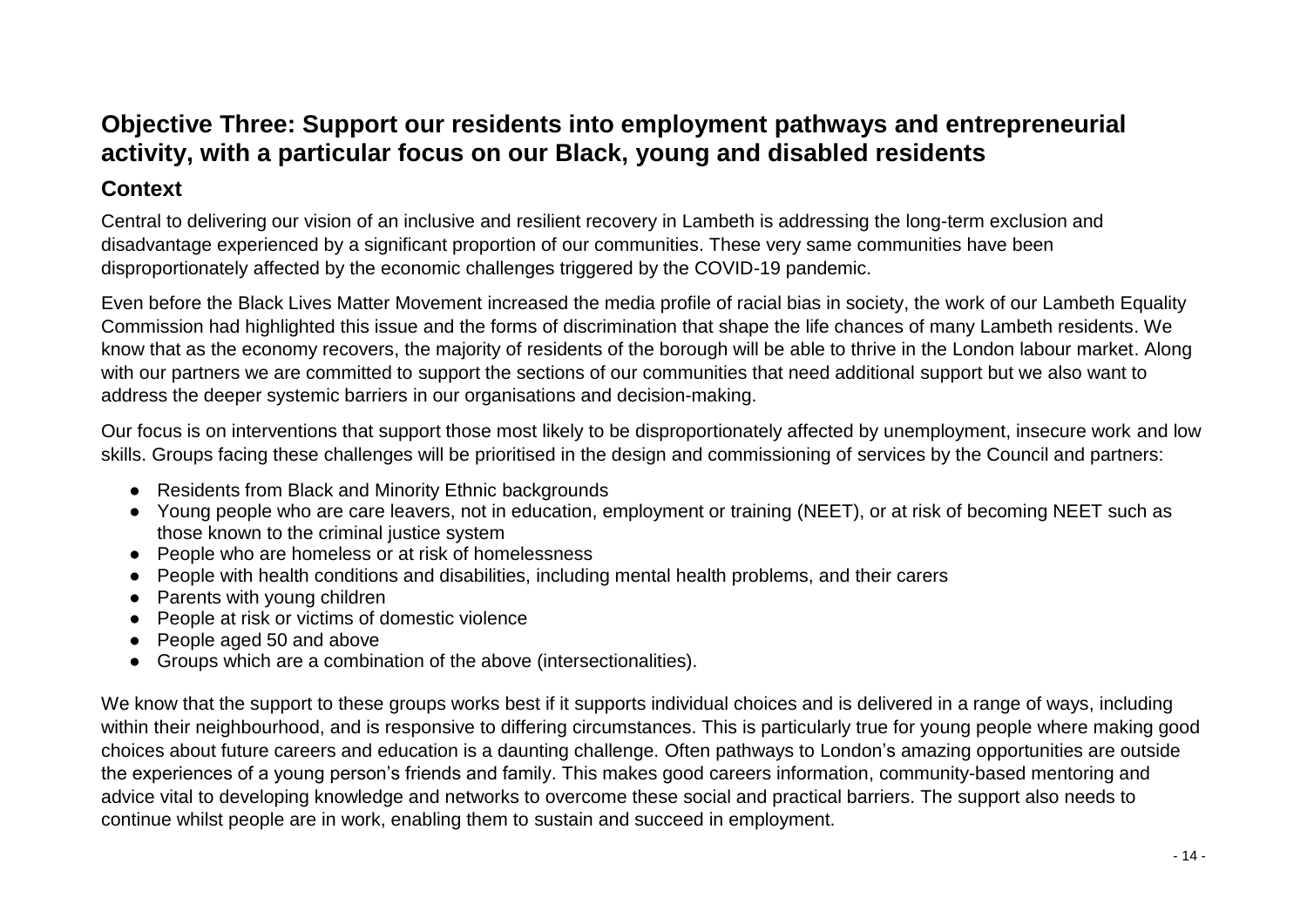## Objective Three: Support our residents into employment pathways and entrepreneurial activity, with a particular focus on our Black, young and disabled residents

### Context

Central to delivering our vision of an inclusive and resilient recovery in Lambeth is addressing the long-term exclusion and disadvantage experienced by a significant proportion of our communities. These very same communities have been disproportionately affected by the economic challenges triggered by the COVID-19 pandemic.

Even before the Black Lives Matter Movement increased the media profile of racial bias in society, the work of our Lambeth Equality Commission had highlighted this issue and the forms of discrimination that shape the life chances of many Lambeth residents. We know that as the economy recovers, the majority of residents of the borough will be able to thrive in the London labour market. Along with our partners we are committed to support the sections of our communities that need additional support but we also want to address the deeper systemic barriers in our organisations and decision-making.

Our focus is on interventions that support those most likely to be disproportionately affected by unemployment, insecure work and low skills. Groups facing these challenges will be prioritised in the design and commissioning of services by the Council and partners:

- Residents from Black and Minority Ethnic backgrounds
- Young people who are care leavers, not in education, employment or training (NEET), or at risk of becoming NEET such as those known to the criminal justice system
- People who are homeless or at risk of homelessness
- People with health conditions and disabilities, including mental health problems, and their carers
- Parents with young children
- People at risk or victims of domestic violence
- People aged 50 and above
- Groups which are a combination of the above (intersectionalities).

We know that the support to these groups works best if it supports individual choices and is delivered in a range of ways, including within their neighbourhood, and is responsive to differing circumstances. This is particularly true for young people where making good choices about future careers and education is a daunting challenge. Often pathways to London's amazing opportunities are outside the experiences of a young person's friends and family. This makes good careers information, community-based mentoring and advice vital to developing knowledge and networks to overcome these social and practical barriers. The support also needs to continue whilst people are in work, enabling them to sustain and succeed in employment.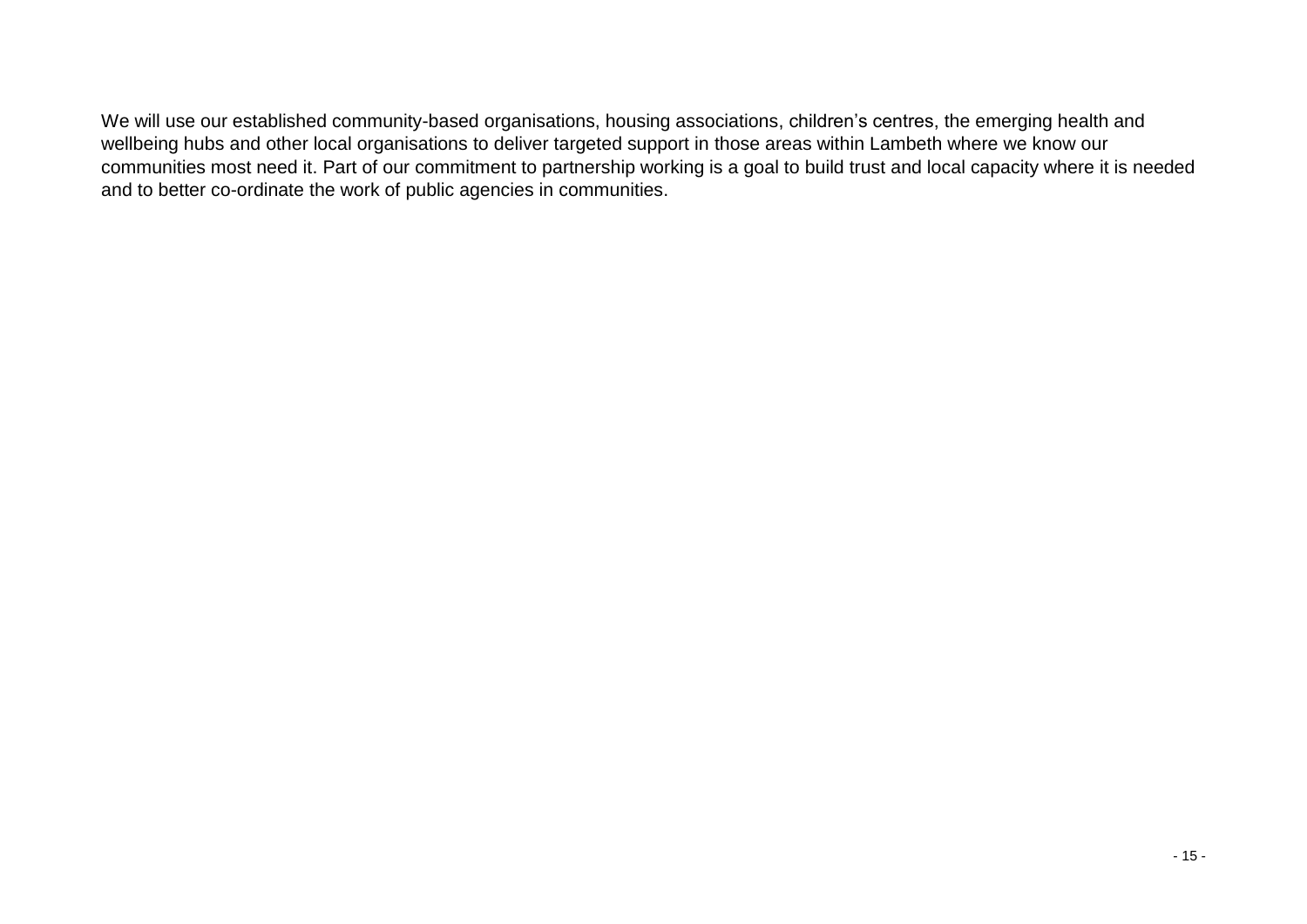We will use our established community-based organisations, housing associations, children's centres, the emerging health and wellbeing hubs and other local organisations to deliver targeted support in those areas within Lambeth where we know our communities most need it. Part of our commitment to partnership working is a goal to build trust and local capacity where it is needed and to better co-ordinate the work of public agencies in communities.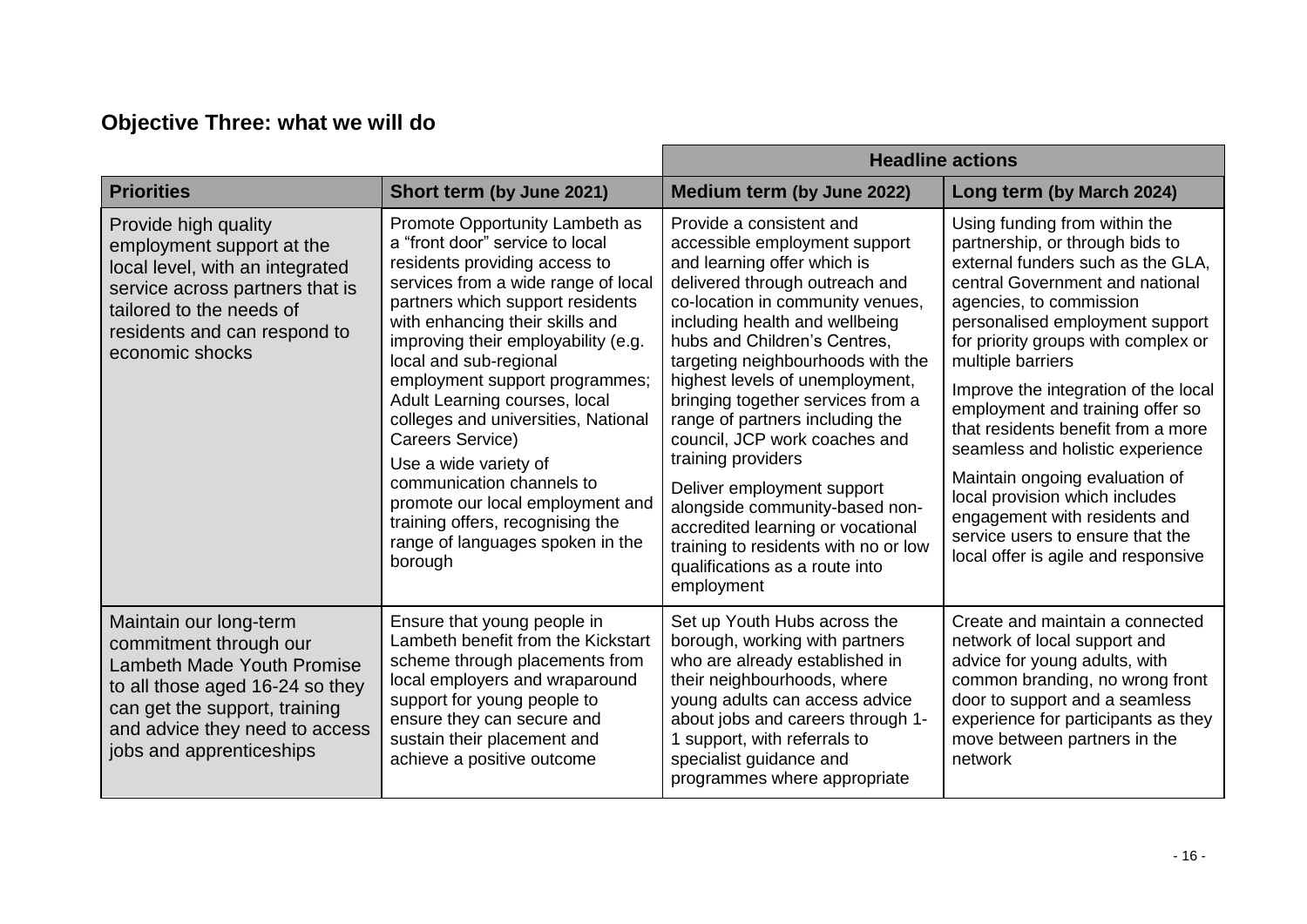## Objective Three: what we will do

| | Headline actions | | |
|---|---|---|---|
| **Priorities** | **Short term (by June 2021)** | **Medium term (by June 2022)** | **Long term (by March 2024)** |
| Provide high quality employment support at the local level, with an integrated service across partners that is tailored to the needs of residents and can respond to economic shocks | Promote Opportunity Lambeth as a "front door" service to local residents providing access to services from a wide range of local partners which support residents with enhancing their skills and improving their employability (e.g. local and sub-regional employment support programmes; Adult Learning courses, local colleges and universities, National Careers Service)<br><br>Use a wide variety of communication channels to promote our local employment and training offers, recognising the range of languages spoken in the borough | Provide a consistent and accessible employment support and learning offer which is delivered through outreach and co-location in community venues, including health and wellbeing hubs and Children's Centres, targeting neighbourhoods with the highest levels of unemployment, bringing together services from a range of partners including the council, JCP work coaches and training providers<br><br>Deliver employment support alongside community-based non-accredited learning or vocational training to residents with no or low qualifications as a route into employment | Using funding from within the partnership, or through bids to external funders such as the GLA, central Government and national agencies, to commission personalised employment support for priority groups with complex or multiple barriers<br><br>Improve the integration of the local employment and training offer so that residents benefit from a more seamless and holistic experience<br><br>Maintain ongoing evaluation of local provision which includes engagement with residents and service users to ensure that the local offer is agile and responsive |
| Maintain our long-term commitment through our Lambeth Made Youth Promise to all those aged 16-24 so they can get the support, training and advice they need to access jobs and apprenticeships | Ensure that young people in Lambeth benefit from the Kickstart scheme through placements from local employers and wraparound support for young people to ensure they can secure and sustain their placement and achieve a positive outcome | Set up Youth Hubs across the borough, working with partners who are already established in their neighbourhoods, where young adults can access advice about jobs and careers through 1-1 support, with referrals to specialist guidance and programmes where appropriate | Create and maintain a connected network of local support and advice for young adults, with common branding, no wrong front door to support and a seamless experience for participants as they move between partners in the network |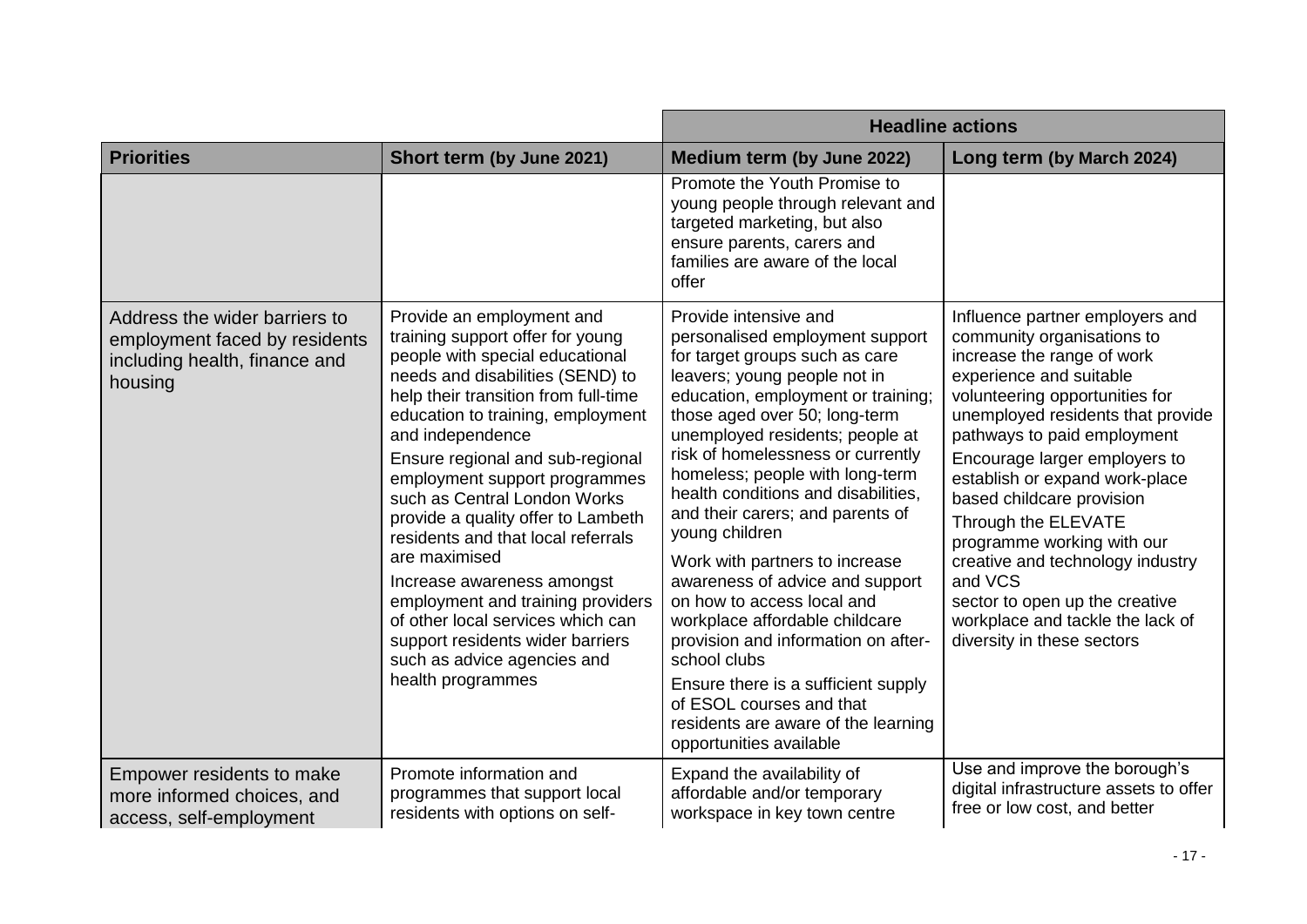| | | Headline actions | |
|---|---|---|---|
| **Priorities** | **Short term (by June 2021)** | **Medium term (by June 2022)** | **Long term (by March 2024)** |
| | | Promote the Youth Promise to young people through relevant and targeted marketing, but also ensure parents, carers and families are aware of the local offer | |
| Address the wider barriers to employment faced by residents including health, finance and housing | Provide an employment and training support offer for young people with special educational needs and disabilities (SEND) to help their transition from full-time education to training, employment and independence<br><br>Ensure regional and sub-regional employment support programmes such as Central London Works provide a quality offer to Lambeth residents and that local referrals are maximised<br><br>Increase awareness amongst employment and training providers of other local services which can support residents wider barriers such as advice agencies and health programmes | Provide intensive and personalised employment support for target groups such as care leavers; young people not in education, employment or training; those aged over 50; long-term unemployed residents; people at risk of homelessness or currently homeless; people with long-term health conditions and disabilities, and their carers; and parents of young children<br><br>Work with partners to increase awareness of advice and support on how to access local and workplace affordable childcare provision and information on after-school clubs<br><br>Ensure there is a sufficient supply of ESOL courses and that residents are aware of the learning opportunities available | Influence partner employers and community organisations to increase the range of work experience and suitable volunteering opportunities for unemployed residents that provide pathways to paid employment<br><br>Encourage larger employers to establish or expand work-place based childcare provision<br><br>Through the ELEVATE programme working with our creative and technology industry and VCS sector to open up the creative workplace and tackle the lack of diversity in these sectors |
| Empower residents to make more informed choices, and access, self-employment | Promote information and programmes that support local residents with options on self- | Expand the availability of affordable and/or temporary workspace in key town centre | Use and improve the borough's digital infrastructure assets to offer free or low cost, and better |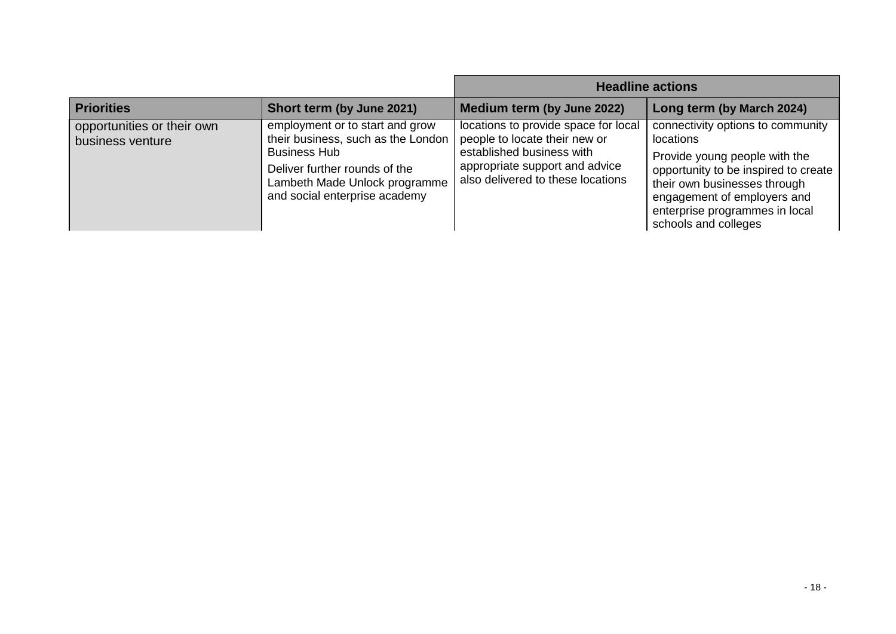| | | Headline actions | |
|---|---|---|---|
| **Priorities** | **Short term (by June 2021)** | **Medium term (by June 2022)** | **Long term (by March 2024)** |
| opportunities or their own business venture | employment or to start and grow their business, such as the London Business Hub<br>Deliver further rounds of the Lambeth Made Unlock programme and social enterprise academy | locations to provide space for local people to locate their new or established business with appropriate support and advice also delivered to these locations | connectivity options to community locations<br>Provide young people with the opportunity to be inspired to create their own businesses through engagement of employers and enterprise programmes in local schools and colleges |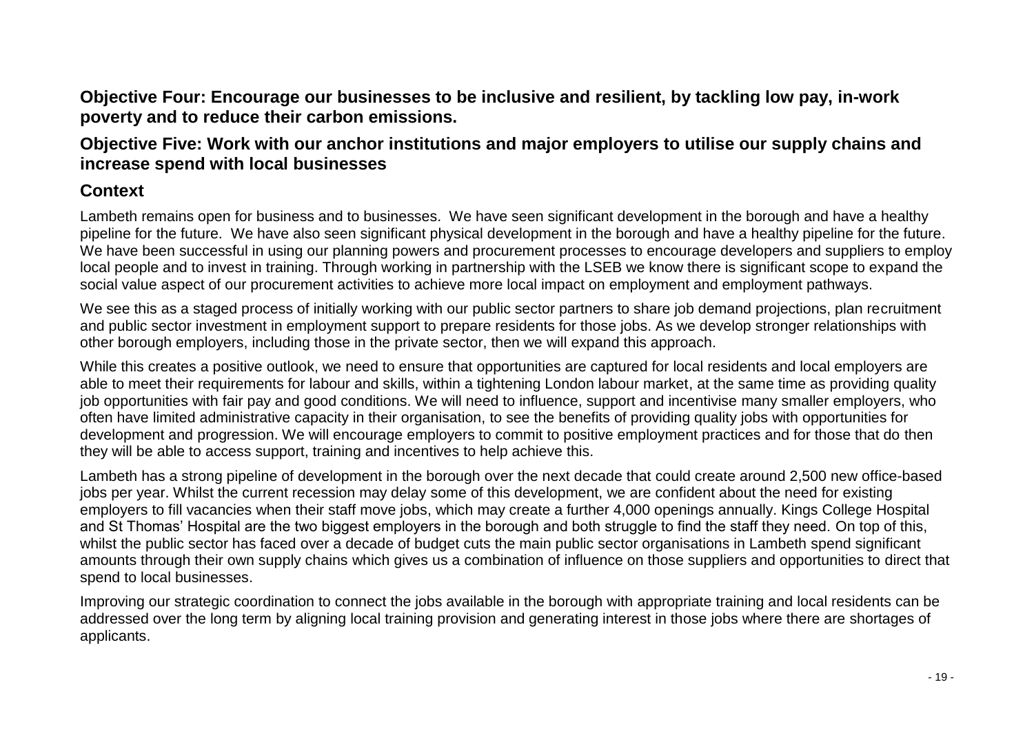**Objective Four: Encourage our businesses to be inclusive and resilient, by tackling low pay, in-work poverty and to reduce their carbon emissions.**

**Objective Five: Work with our anchor institutions and major employers to utilise our supply chains and increase spend with local businesses**

## Context

Lambeth remains open for business and to businesses. We have seen significant development in the borough and have a healthy pipeline for the future. We have also seen significant physical development in the borough and have a healthy pipeline for the future. We have been successful in using our planning powers and procurement processes to encourage developers and suppliers to employ local people and to invest in training. Through working in partnership with the LSEB we know there is significant scope to expand the social value aspect of our procurement activities to achieve more local impact on employment and employment pathways.

We see this as a staged process of initially working with our public sector partners to share job demand projections, plan recruitment and public sector investment in employment support to prepare residents for those jobs. As we develop stronger relationships with other borough employers, including those in the private sector, then we will expand this approach.

While this creates a positive outlook, we need to ensure that opportunities are captured for local residents and local employers are able to meet their requirements for labour and skills, within a tightening London labour market, at the same time as providing quality job opportunities with fair pay and good conditions. We will need to influence, support and incentivise many smaller employers, who often have limited administrative capacity in their organisation, to see the benefits of providing quality jobs with opportunities for development and progression. We will encourage employers to commit to positive employment practices and for those that do then they will be able to access support, training and incentives to help achieve this.

Lambeth has a strong pipeline of development in the borough over the next decade that could create around 2,500 new office-based jobs per year. Whilst the current recession may delay some of this development, we are confident about the need for existing employers to fill vacancies when their staff move jobs, which may create a further 4,000 openings annually. Kings College Hospital and St Thomas' Hospital are the two biggest employers in the borough and both struggle to find the staff they need. On top of this, whilst the public sector has faced over a decade of budget cuts the main public sector organisations in Lambeth spend significant amounts through their own supply chains which gives us a combination of influence on those suppliers and opportunities to direct that spend to local businesses.

Improving our strategic coordination to connect the jobs available in the borough with appropriate training and local residents can be addressed over the long term by aligning local training provision and generating interest in those jobs where there are shortages of applicants.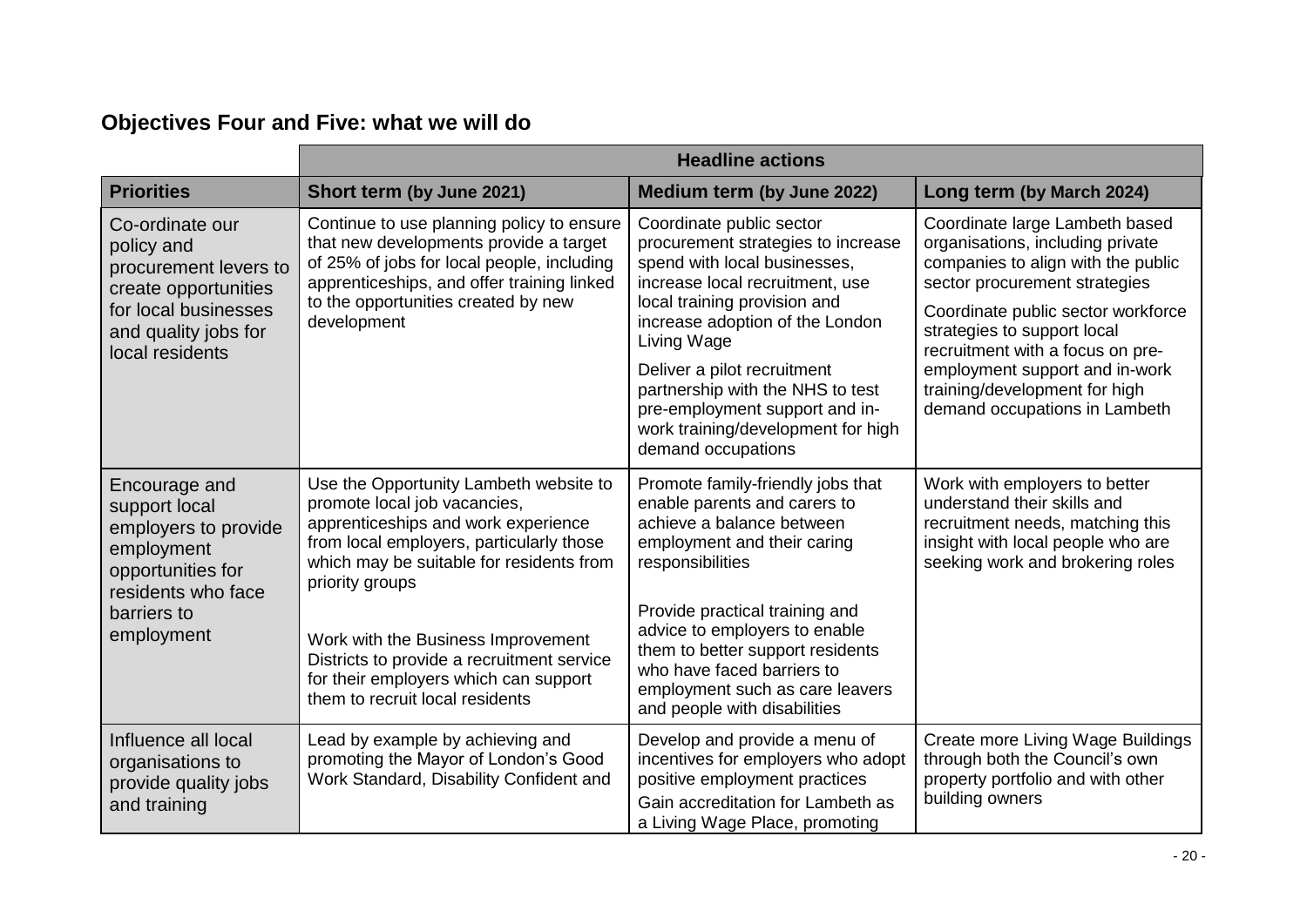## Objectives Four and Five: what we will do

| | Headline actions | | |
|---|---|---|---|
| **Priorities** | **Short term (by June 2021)** | **Medium term (by June 2022)** | **Long term (by March 2024)** |
| Co-ordinate our policy and procurement levers to create opportunities for local businesses and quality jobs for local residents | Continue to use planning policy to ensure that new developments provide a target of 25% of jobs for local people, including apprenticeships, and offer training linked to the opportunities created by new development | Coordinate public sector procurement strategies to increase spend with local businesses, increase local recruitment, use local training provision and increase adoption of the London Living Wage<br><br>Deliver a pilot recruitment partnership with the NHS to test pre-employment support and in-work training/development for high demand occupations | Coordinate large Lambeth based organisations, including private companies to align with the public sector procurement strategies<br><br>Coordinate public sector workforce strategies to support local recruitment with a focus on pre-employment support and in-work training/development for high demand occupations in Lambeth |
| Encourage and support local employers to provide employment opportunities for residents who face barriers to employment | Use the Opportunity Lambeth website to promote local job vacancies, apprenticeships and work experience from local employers, particularly those which may be suitable for residents from priority groups<br><br>Work with the Business Improvement Districts to provide a recruitment service for their employers which can support them to recruit local residents | Promote family-friendly jobs that enable parents and carers to achieve a balance between employment and their caring responsibilities<br><br>Provide practical training and advice to employers to enable them to better support residents who have faced barriers to employment such as care leavers and people with disabilities | Work with employers to better understand their skills and recruitment needs, matching this insight with local people who are seeking work and brokering roles |
| Influence all local organisations to provide quality jobs and training | Lead by example by achieving and promoting the Mayor of London's Good Work Standard, Disability Confident and | Develop and provide a menu of incentives for employers who adopt positive employment practices<br><br>Gain accreditation for Lambeth as a Living Wage Place, promoting | Create more Living Wage Buildings through both the Council's own property portfolio and with other building owners |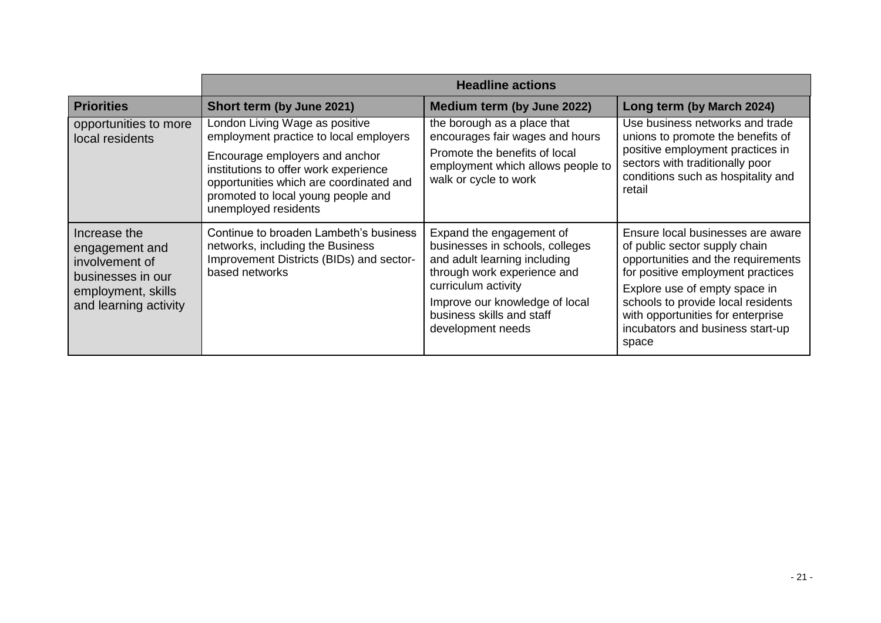| | Headline actions | | |
|---|---|---|---|
| **Priorities** | **Short term (by June 2021)** | **Medium term (by June 2022)** | **Long term (by March 2024)** |
| opportunities to more local residents | London Living Wage as positive employment practice to local employers<br><br>Encourage employers and anchor institutions to offer work experience opportunities which are coordinated and promoted to local young people and unemployed residents | the borough as a place that encourages fair wages and hours<br><br>Promote the benefits of local employment which allows people to walk or cycle to work | Use business networks and trade unions to promote the benefits of positive employment practices in sectors with traditionally poor conditions such as hospitality and retail |
| Increase the engagement and involvement of businesses in our employment, skills and learning activity | Continue to broaden Lambeth's business networks, including the Business Improvement Districts (BIDs) and sector-based networks | Expand the engagement of businesses in schools, colleges and adult learning including through work experience and curriculum activity<br><br>Improve our knowledge of local business skills and staff development needs | Ensure local businesses are aware of public sector supply chain opportunities and the requirements for positive employment practices<br><br>Explore use of empty space in schools to provide local residents with opportunities for enterprise incubators and business start-up space |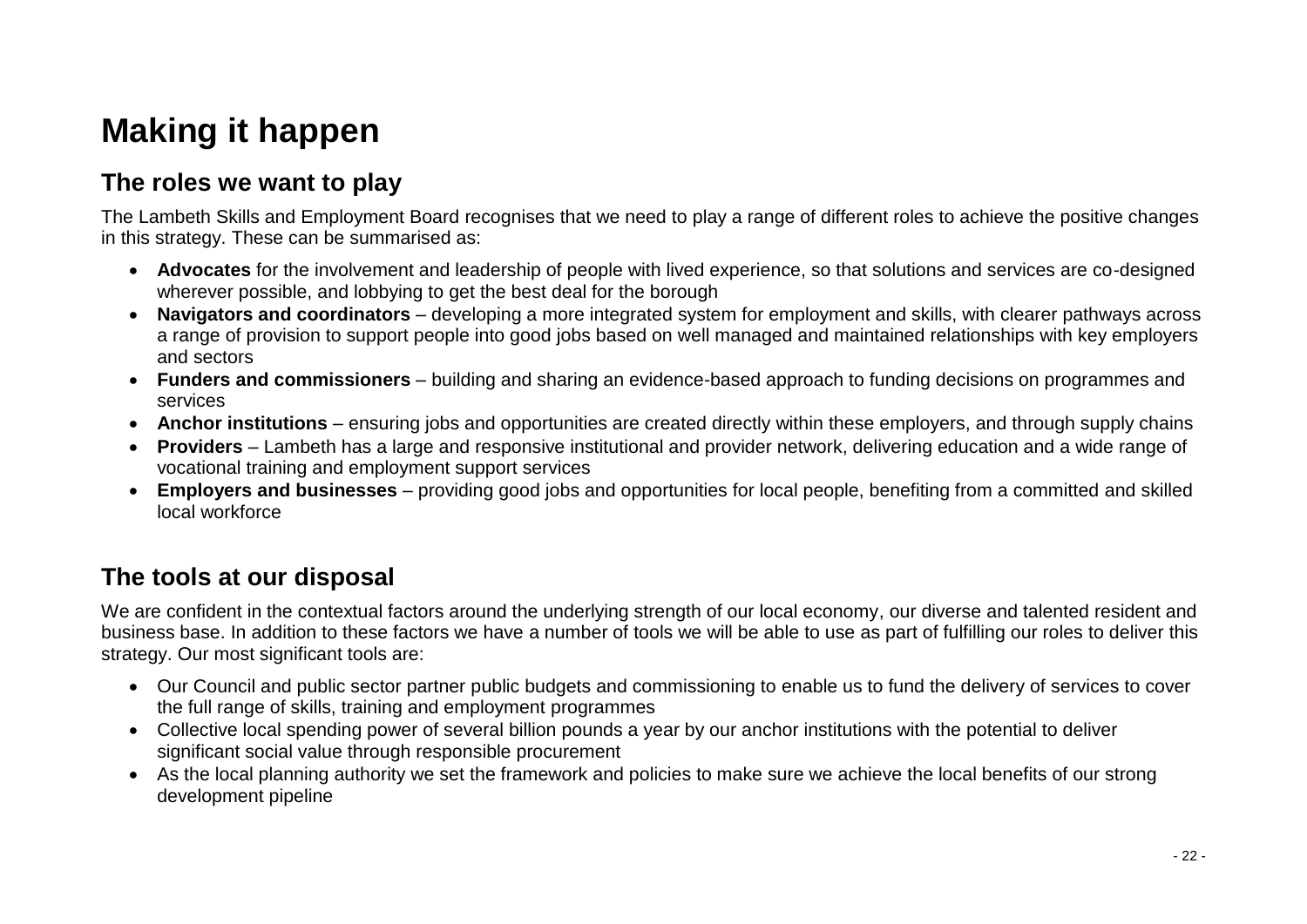# Making it happen

## The roles we want to play

The Lambeth Skills and Employment Board recognises that we need to play a range of different roles to achieve the positive changes in this strategy. These can be summarised as:

- **Advocates** for the involvement and leadership of people with lived experience, so that solutions and services are co-designed wherever possible, and lobbying to get the best deal for the borough
- **Navigators and coordinators** – developing a more integrated system for employment and skills, with clearer pathways across a range of provision to support people into good jobs based on well managed and maintained relationships with key employers and sectors
- **Funders and commissioners** – building and sharing an evidence-based approach to funding decisions on programmes and services
- **Anchor institutions** – ensuring jobs and opportunities are created directly within these employers, and through supply chains
- **Providers** – Lambeth has a large and responsive institutional and provider network, delivering education and a wide range of vocational training and employment support services
- **Employers and businesses** – providing good jobs and opportunities for local people, benefiting from a committed and skilled local workforce

## The tools at our disposal

We are confident in the contextual factors around the underlying strength of our local economy, our diverse and talented resident and business base. In addition to these factors we have a number of tools we will be able to use as part of fulfilling our roles to deliver this strategy. Our most significant tools are:

- Our Council and public sector partner public budgets and commissioning to enable us to fund the delivery of services to cover the full range of skills, training and employment programmes
- Collective local spending power of several billion pounds a year by our anchor institutions with the potential to deliver significant social value through responsible procurement
- As the local planning authority we set the framework and policies to make sure we achieve the local benefits of our strong development pipeline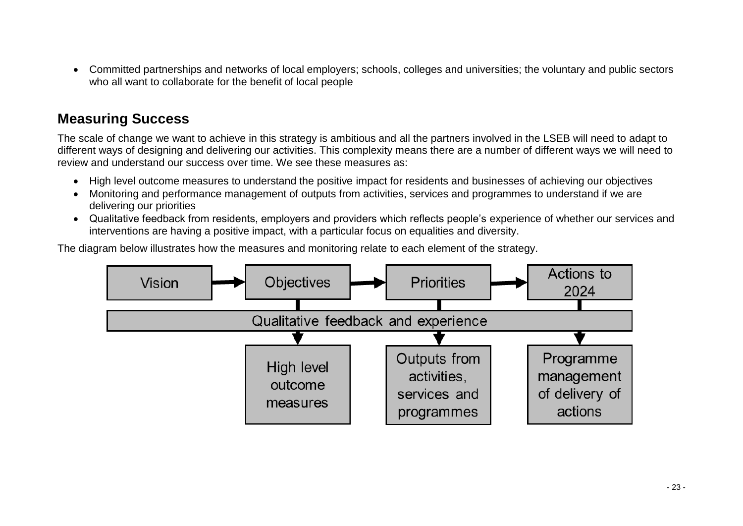- Committed partnerships and networks of local employers; schools, colleges and universities; the voluntary and public sectors who all want to collaborate for the benefit of local people

## Measuring Success

The scale of change we want to achieve in this strategy is ambitious and all the partners involved in the LSEB will need to adapt to different ways of designing and delivering our activities. This complexity means there are a number of different ways we will need to review and understand our success over time. We see these measures as:

- High level outcome measures to understand the positive impact for residents and businesses of achieving our objectives
- Monitoring and performance management of outputs from activities, services and programmes to understand if we are delivering our priorities
- Qualitative feedback from residents, employers and providers which reflects people's experience of whether our services and interventions are having a positive impact, with a particular focus on equalities and diversity.

The diagram below illustrates how the measures and monitoring relate to each element of the strategy.

Vision → Objectives → Priorities → Actions to 2024

Qualitative feedback and experience

- Objectives ↓ High level outcome measures
- Priorities ↓ Outputs from activities, services and programmes
- Actions to 2024 ↓ Programme management of delivery of actions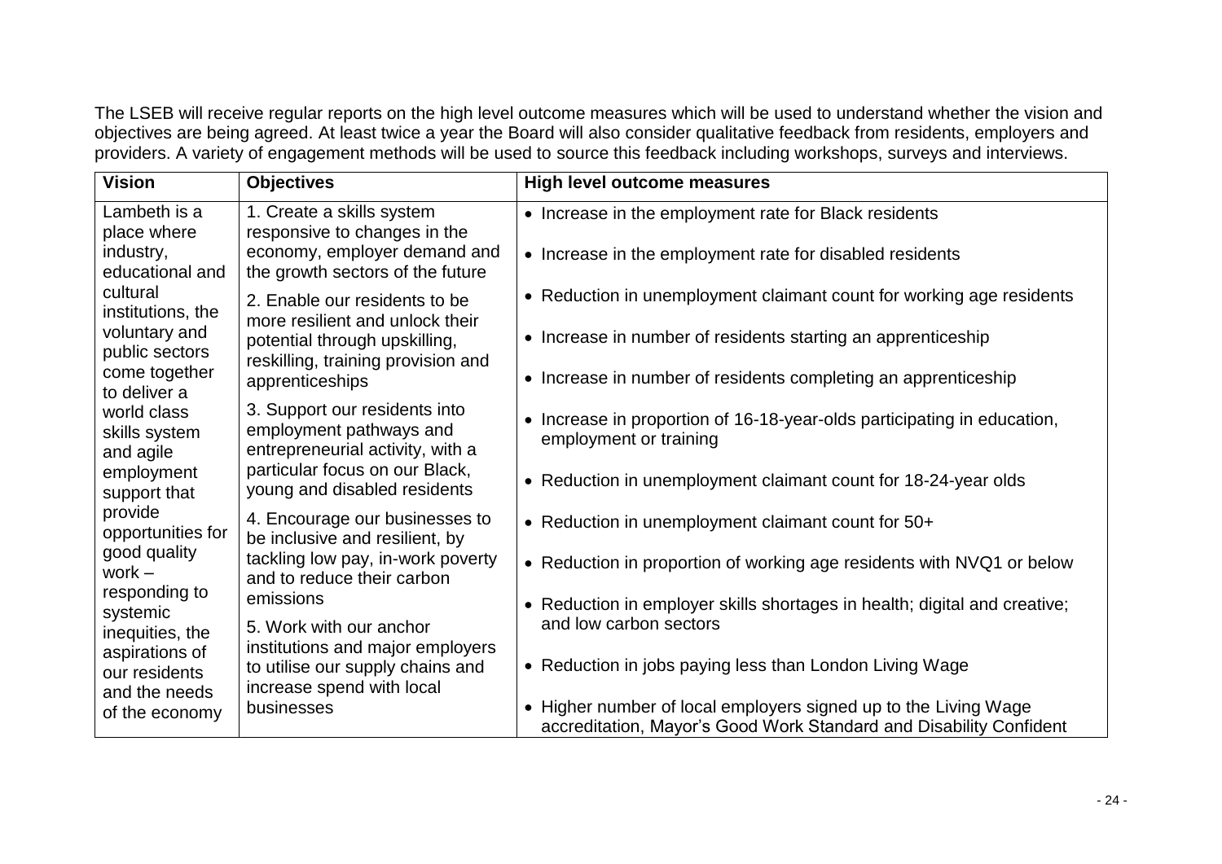The LSEB will receive regular reports on the high level outcome measures which will be used to understand whether the vision and objectives are being agreed. At least twice a year the Board will also consider qualitative feedback from residents, employers and providers. A variety of engagement methods will be used to source this feedback including workshops, surveys and interviews.

| Vision | Objectives | High level outcome measures |
|---|---|---|
| Lambeth is a place where industry, educational and cultural institutions, the voluntary and public sectors come together to deliver a world class skills system and agile employment support that provide opportunities for good quality work – responding to systemic inequities, the aspirations of our residents and the needs of the economy | 1. Create a skills system responsive to changes in the economy, employer demand and the growth sectors of the future<br><br>2. Enable our residents to be more resilient and unlock their potential through upskilling, reskilling, training provision and apprenticeships<br><br>3. Support our residents into employment pathways and entrepreneurial activity, with a particular focus on our Black, young and disabled residents<br><br>4. Encourage our businesses to be inclusive and resilient, by tackling low pay, in-work poverty and to reduce their carbon emissions<br><br>5. Work with our anchor institutions and major employers to utilise our supply chains and increase spend with local businesses | • Increase in the employment rate for Black residents<br>• Increase in the employment rate for disabled residents<br>• Reduction in unemployment claimant count for working age residents<br>• Increase in number of residents starting an apprenticeship<br>• Increase in number of residents completing an apprenticeship<br>• Increase in proportion of 16-18-year-olds participating in education, employment or training<br>• Reduction in unemployment claimant count for 18-24-year olds<br>• Reduction in unemployment claimant count for 50+<br>• Reduction in proportion of working age residents with NVQ1 or below<br>• Reduction in employer skills shortages in health; digital and creative; and low carbon sectors<br>• Reduction in jobs paying less than London Living Wage<br>• Higher number of local employers signed up to the Living Wage accreditation, Mayor's Good Work Standard and Disability Confident |